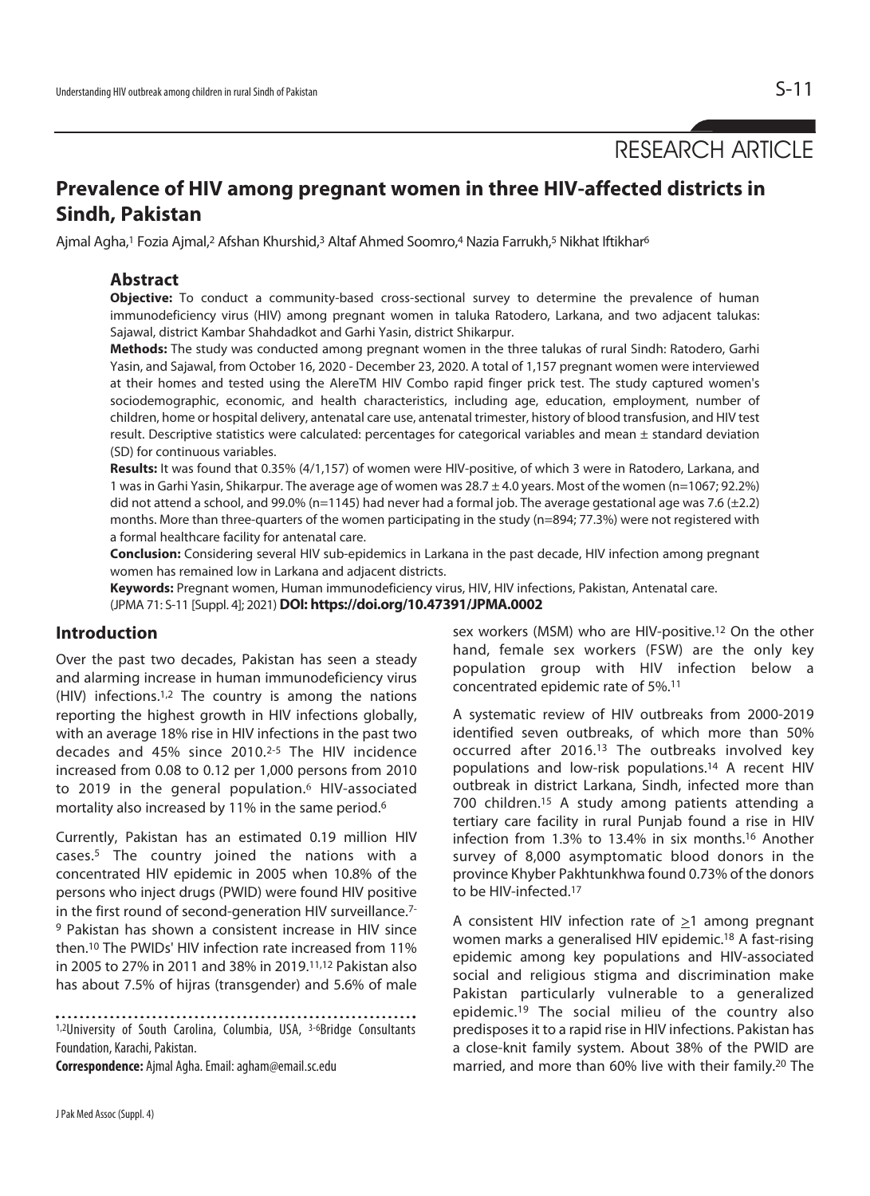RESEARCH ARTICLE

# Prevalence of HIV among pregnant women in three HIV-affected districts in Sindh, Pakistan

Ajmal Agha,[1] Fozia Ajmal,[2] Afshan Khurshid,[3] Altaf Ahmed Soomro,[4] Nazia Farrukh,[5] Nikhat Iftikhar[6]

## Abstract

**Objective:** To conduct a community-based cross-sectional survey to determine the prevalence of human immunodeficiency virus (HIV) among pregnant women in taluka Ratodero, Larkana, and two adjacent talukas: Sajawal, district Kambar Shahdadkot and Garhi Yasin, district Shikarpur.

**Methods:** The study was conducted among pregnant women in the three talukas of rural Sindh: Ratodero, Garhi Yasin, and Sajawal, from October 16, 2020 - December 23, 2020. A total of 1,157 pregnant women were interviewed at their homes and tested using the AlereTM HIV Combo rapid finger prick test. The study captured women's sociodemographic, economic, and health characteristics, including age, education, employment, number of children, home or hospital delivery, antenatal care use, antenatal trimester, history of blood transfusion, and HIV test result. Descriptive statistics were calculated: percentages for categorical variables and mean ± standard deviation (SD) for continuous variables.

**Results:** It was found that 0.35% (4/1,157) of women were HIV-positive, of which 3 were in Ratodero, Larkana, and 1 was in Garhi Yasin, Shikarpur. The average age of women was 28.7 ± 4.0 years. Most of the women (n=1067; 92.2%) did not attend a school, and 99.0% (n=1145) had never had a formal job. The average gestational age was 7.6 (±2.2) months. More than three-quarters of the women participating in the study (n=894; 77.3%) were not registered with a formal healthcare facility for antenatal care.

**Conclusion:** Considering several HIV sub-epidemics in Larkana in the past decade, HIV infection among pregnant women has remained low in Larkana and adjacent districts.

**Keywords:** Pregnant women, Human immunodeficiency virus, HIV, HIV infections, Pakistan, Antenatal care.

(JPMA 71: S-11 [Suppl. 4]; 2021) **DOI: https://doi.org/10.47391/JPMA.0002**

## Introduction

Over the past two decades, Pakistan has seen a steady and alarming increase in human immunodeficiency virus (HIV) infections.[1,2] The country is among the nations reporting the highest growth in HIV infections globally, with an average 18% rise in HIV infections in the past two decades and 45% since 2010.[2-5] The HIV incidence increased from 0.08 to 0.12 per 1,000 persons from 2010 to 2019 in the general population.[6] HIV-associated mortality also increased by 11% in the same period.[6]

Currently, Pakistan has an estimated 0.19 million HIV cases.[5] The country joined the nations with a concentrated HIV epidemic in 2005 when 10.8% of the persons who inject drugs (PWID) were found HIV positive in the first round of second-generation HIV surveillance.[7-9] Pakistan has shown a consistent increase in HIV since then.[10] The PWIDs' HIV infection rate increased from 11% in 2005 to 27% in 2011 and 38% in 2019.[11,12] Pakistan also has about 7.5% of hijras (transgender) and 5.6% of male sex workers (MSM) who are HIV-positive.[12] On the other hand, female sex workers (FSW) are the only key population group with HIV infection below a concentrated epidemic rate of 5%.[11]

A systematic review of HIV outbreaks from 2000-2019 identified seven outbreaks, of which more than 50% occurred after 2016.[13] The outbreaks involved key populations and low-risk populations.[14] A recent HIV outbreak in district Larkana, Sindh, infected more than 700 children.[15] A study among patients attending a tertiary care facility in rural Punjab found a rise in HIV infection from 1.3% to 13.4% in six months.[16] Another survey of 8,000 asymptomatic blood donors in the province Khyber Pakhtunkhwa found 0.73% of the donors to be HIV-infected.[17]

A consistent HIV infection rate of $\geq$1 among pregnant women marks a generalised HIV epidemic.[18] A fast-rising epidemic among key populations and HIV-associated social and religious stigma and discrimination make Pakistan particularly vulnerable to a generalized epidemic.[19] The social milieu of the country also predisposes it to a rapid rise in HIV infections. Pakistan has a close-knit family system. About 38% of the PWID are married, and more than 60% live with their family.[20] The

---

[1,2]University of South Carolina, Columbia, USA, [3-6]Bridge Consultants Foundation, Karachi, Pakistan.

**Correspondence:** Ajmal Agha. Email: agham@email.sc.edu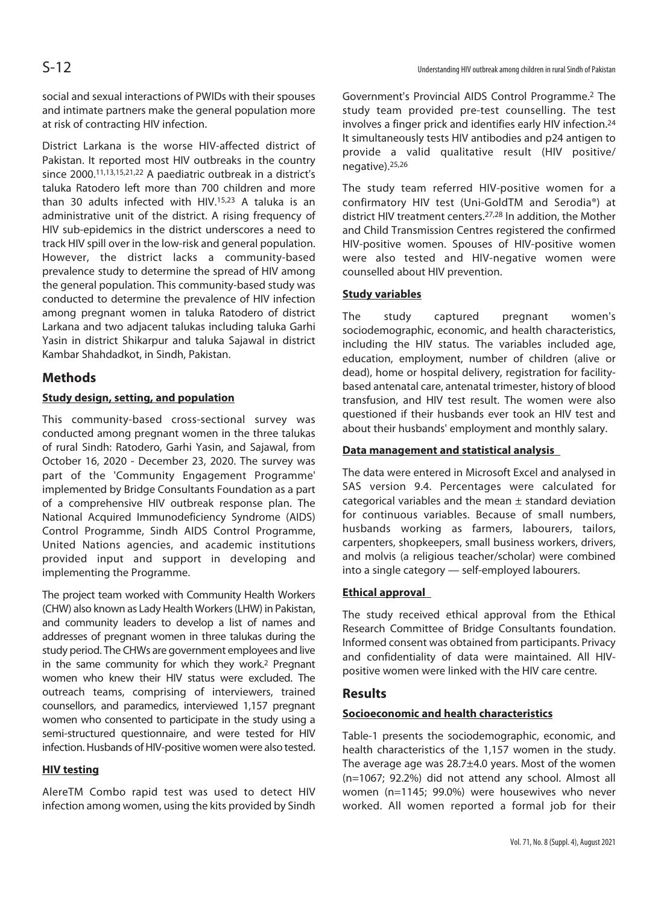social and sexual interactions of PWIDs with their spouses and intimate partners make the general population more at risk of contracting HIV infection.

District Larkana is the worse HIV-affected district of Pakistan. It reported most HIV outbreaks in the country since 2000.[11,13,15,21,22] A paediatric outbreak in a district's taluka Ratodero left more than 700 children and more than 30 adults infected with HIV.[15,23] A taluka is an administrative unit of the district. A rising frequency of HIV sub-epidemics in the district underscores a need to track HIV spill over in the low-risk and general population. However, the district lacks a community-based prevalence study to determine the spread of HIV among the general population. This community-based study was conducted to determine the prevalence of HIV infection among pregnant women in taluka Ratodero of district Larkana and two adjacent talukas including taluka Garhi Yasin in district Shikarpur and taluka Sajawal in district Kambar Shahdadkot, in Sindh, Pakistan.

## Methods

### Study design, setting, and population

This community-based cross-sectional survey was conducted among pregnant women in the three talukas of rural Sindh: Ratodero, Garhi Yasin, and Sajawal, from October 16, 2020 - December 23, 2020. The survey was part of the 'Community Engagement Programme' implemented by Bridge Consultants Foundation as a part of a comprehensive HIV outbreak response plan. The National Acquired Immunodeficiency Syndrome (AIDS) Control Programme, Sindh AIDS Control Programme, United Nations agencies, and academic institutions provided input and support in developing and implementing the Programme.

The project team worked with Community Health Workers (CHW) also known as Lady Health Workers (LHW) in Pakistan, and community leaders to develop a list of names and addresses of pregnant women in three talukas during the study period. The CHWs are government employees and live in the same community for which they work.[2] Pregnant women who knew their HIV status were excluded. The outreach teams, comprising of interviewers, trained counsellors, and paramedics, interviewed 1,157 pregnant women who consented to participate in the study using a semi-structured questionnaire, and were tested for HIV infection. Husbands of HIV-positive women were also tested.

### HIV testing

AlereTM Combo rapid test was used to detect HIV infection among women, using the kits provided by Sindh Government's Provincial AIDS Control Programme.[2] The study team provided pre-test counselling. The test involves a finger prick and identifies early HIV infection.[24] It simultaneously tests HIV antibodies and p24 antigen to provide a valid qualitative result (HIV positive/ negative).[25,26]

The study team referred HIV-positive women for a confirmatory HIV test (Uni-GoldTM and Serodia®) at district HIV treatment centers.[27,28] In addition, the Mother and Child Transmission Centres registered the confirmed HIV-positive women. Spouses of HIV-positive women were also tested and HIV-negative women were counselled about HIV prevention.

### Study variables

The study captured pregnant women's sociodemographic, economic, and health characteristics, including the HIV status. The variables included age, education, employment, number of children (alive or dead), home or hospital delivery, registration for facility-based antenatal care, antenatal trimester, history of blood transfusion, and HIV test result. The women were also questioned if their husbands ever took an HIV test and about their husbands' employment and monthly salary.

### Data management and statistical analysis

The data were entered in Microsoft Excel and analysed in SAS version 9.4. Percentages were calculated for categorical variables and the mean ± standard deviation for continuous variables. Because of small numbers, husbands working as farmers, labourers, tailors, carpenters, shopkeepers, small business workers, drivers, and molvis (a religious teacher/scholar) were combined into a single category — self-employed labourers.

### Ethical approval

The study received ethical approval from the Ethical Research Committee of Bridge Consultants foundation. Informed consent was obtained from participants. Privacy and confidentiality of data were maintained. All HIV-positive women were linked with the HIV care centre.

## Results

### Socioeconomic and health characteristics

Table-1 presents the sociodemographic, economic, and health characteristics of the 1,157 women in the study. The average age was 28.7±4.0 years. Most of the women (n=1067; 92.2%) did not attend any school. Almost all women (n=1145; 99.0%) were housewives who never worked. All women reported a formal job for their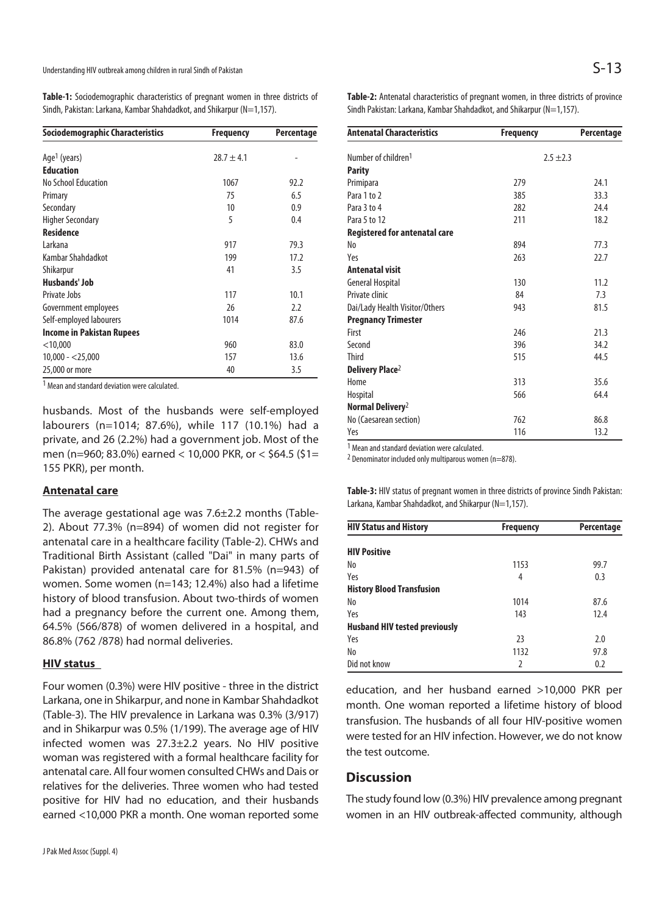**Table-1:** Sociodemographic characteristics of pregnant women in three districts of Sindh, Pakistan: Larkana, Kambar Shahdadkot, and Shikarpur (N=1,157).

| Sociodemographic Characteristics | Frequency | Percentage |
|---|---|---|
| Age[1] (years) | 28.7 ± 4.1 | - |
| **Education** | | |
| No School Education | 1067 | 92.2 |
| Primary | 75 | 6.5 |
| Secondary | 10 | 0.9 |
| Higher Secondary | 5 | 0.4 |
| **Residence** | | |
| Larkana | 917 | 79.3 |
| Kambar Shahdadkot | 199 | 17.2 |
| Shikarpur | 41 | 3.5 |
| **Husbands' Job** | | |
| Private Jobs | 117 | 10.1 |
| Government employees | 26 | 2.2 |
| Self-employed labourers | 1014 | 87.6 |
| **Income in Pakistan Rupees** | | |
| <10,000 | 960 | 83.0 |
| 10,000 - <25,000 | 157 | 13.6 |
| 25,000 or more | 40 | 3.5 |

[1] Mean and standard deviation were calculated.

husbands. Most of the husbands were self-employed labourers (n=1014; 87.6%), while 117 (10.1%) had a private, and 26 (2.2%) had a government job. Most of the men (n=960; 83.0%) earned < 10,000 PKR, or < $64.5 ($1= 155 PKR), per month.

## Antenatal care

The average gestational age was 7.6±2.2 months (Table-2). About 77.3% (n=894) of women did not register for antenatal care in a healthcare facility (Table-2). CHWs and Traditional Birth Assistant (called "Dai" in many parts of Pakistan) provided antenatal care for 81.5% (n=943) of women. Some women (n=143; 12.4%) also had a lifetime history of blood transfusion. About two-thirds of women had a pregnancy before the current one. Among them, 64.5% (566/878) of women delivered in a hospital, and 86.8% (762 /878) had normal deliveries.

## HIV status

Four women (0.3%) were HIV positive - three in the district Larkana, one in Shikarpur, and none in Kambar Shahdadkot (Table-3). The HIV prevalence in Larkana was 0.3% (3/917) and in Shikarpur was 0.5% (1/199). The average age of HIV infected women was 27.3±2.2 years. No HIV positive woman was registered with a formal healthcare facility for antenatal care. All four women consulted CHWs and Dais or relatives for the deliveries. Three women who had tested positive for HIV had no education, and their husbands earned <10,000 PKR a month. One woman reported some education, and her husband earned >10,000 PKR per month. One woman reported a lifetime history of blood transfusion. The husbands of all four HIV-positive women were tested for an HIV infection. However, we do not know the test outcome.

**Table-2:** Antenatal characteristics of pregnant women, in three districts of province Sindh Pakistan: Larkana, Kambar Shahdadkot, and Shikarpur (N=1,157).

| Antenatal Characteristics | Frequency | Percentage |
|---|---|---|
| Number of children[1] | 2.5 ±2.3 | |
| **Parity** | | |
| Primipara | 279 | 24.1 |
| Para 1 to 2 | 385 | 33.3 |
| Para 3 to 4 | 282 | 24.4 |
| Para 5 to 12 | 211 | 18.2 |
| **Registered for antenatal care** | | |
| No | 894 | 77.3 |
| Yes | 263 | 22.7 |
| **Antenatal visit** | | |
| General Hospital | 130 | 11.2 |
| Private clinic | 84 | 7.3 |
| Dai/Lady Health Visitor/Others | 943 | 81.5 |
| **Pregnancy Trimester** | | |
| First | 246 | 21.3 |
| Second | 396 | 34.2 |
| Third | 515 | 44.5 |
| **Delivery Place**[2] | | |
| Home | 313 | 35.6 |
| Hospital | 566 | 64.4 |
| **Normal Delivery**[2] | | |
| No (Caesarean section) | 762 | 86.8 |
| Yes | 116 | 13.2 |

[1] Mean and standard deviation were calculated.
[2] Denominator included only multiparous women (n=878).

**Table-3:** HIV status of pregnant women in three districts of province Sindh Pakistan: Larkana, Kambar Shahdadkot, and Shikarpur (N=1,157).

| HIV Status and History | Frequency | Percentage |
|---|---|---|
| **HIV Positive** | | |
| No | 1153 | 99.7 |
| Yes | 4 | 0.3 |
| **History Blood Transfusion** | | |
| No | 1014 | 87.6 |
| Yes | 143 | 12.4 |
| **Husband HIV tested previously** | | |
| Yes | 23 | 2.0 |
| No | 1132 | 97.8 |
| Did not know | 2 | 0.2 |

## Discussion

The study found low (0.3%) HIV prevalence among pregnant women in an HIV outbreak-affected community, although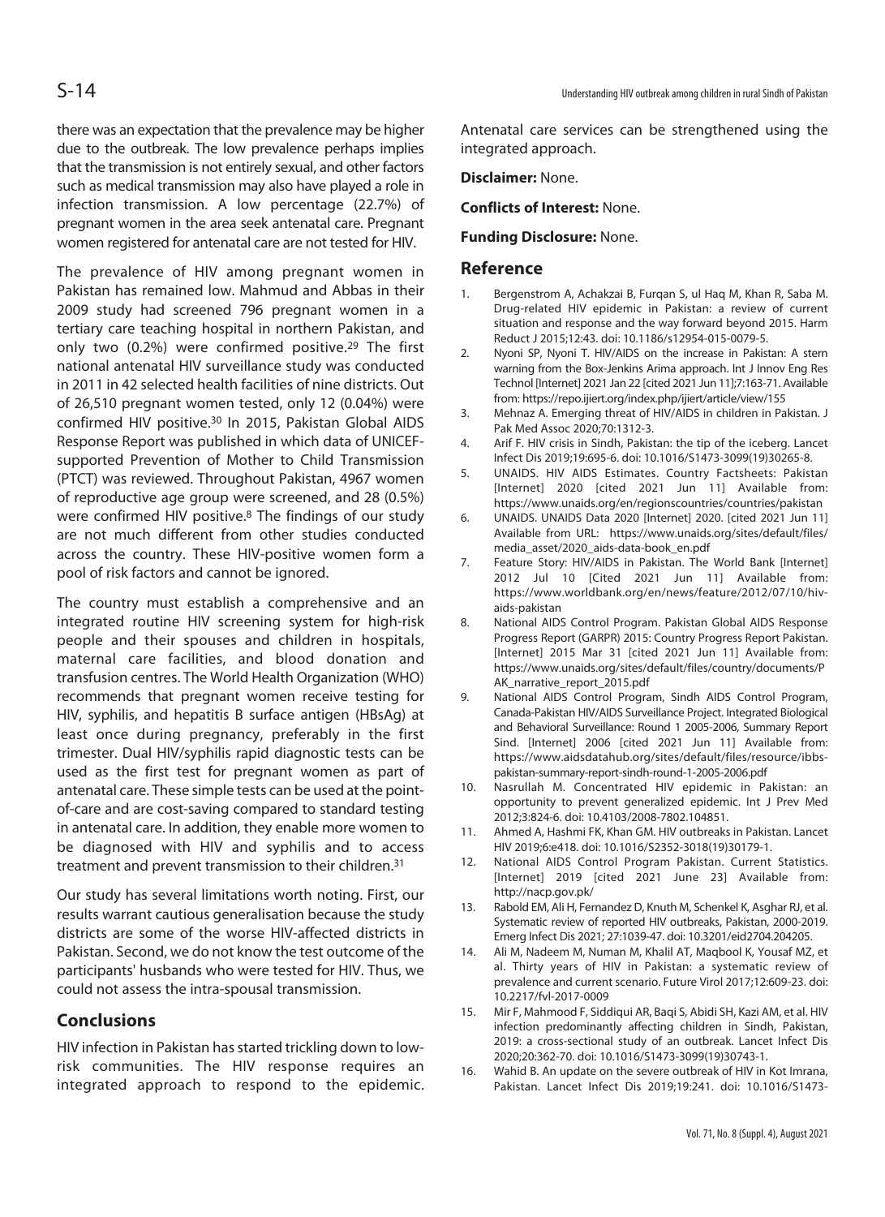there was an expectation that the prevalence may be higher due to the outbreak. The low prevalence perhaps implies that the transmission is not entirely sexual, and other factors such as medical transmission may also have played a role in infection transmission. A low percentage (22.7%) of pregnant women in the area seek antenatal care. Pregnant women registered for antenatal care are not tested for HIV.

The prevalence of HIV among pregnant women in Pakistan has remained low. Mahmud and Abbas in their 2009 study had screened 796 pregnant women in a tertiary care teaching hospital in northern Pakistan, and only two (0.2%) were confirmed positive.[29] The first national antenatal HIV surveillance study was conducted in 2011 in 42 selected health facilities of nine districts. Out of 26,510 pregnant women tested, only 12 (0.04%) were confirmed HIV positive.[30] In 2015, Pakistan Global AIDS Response Report was published in which data of UNICEF-supported Prevention of Mother to Child Transmission (PTCT) was reviewed. Throughout Pakistan, 4967 women of reproductive age group were screened, and 28 (0.5%) were confirmed HIV positive.[8] The findings of our study are not much different from other studies conducted across the country. These HIV-positive women form a pool of risk factors and cannot be ignored.

The country must establish a comprehensive and an integrated routine HIV screening system for high-risk people and their spouses and children in hospitals, maternal care facilities, and blood donation and transfusion centres. The World Health Organization (WHO) recommends that pregnant women receive testing for HIV, syphilis, and hepatitis B surface antigen (HBsAg) at least once during pregnancy, preferably in the first trimester. Dual HIV/syphilis rapid diagnostic tests can be used as the first test for pregnant women as part of antenatal care. These simple tests can be used at the point-of-care and are cost-saving compared to standard testing in antenatal care. In addition, they enable more women to be diagnosed with HIV and syphilis and to access treatment and prevent transmission to their children.[31]

Our study has several limitations worth noting. First, our results warrant cautious generalisation because the study districts are some of the worse HIV-affected districts in Pakistan. Second, we do not know the test outcome of the participants' husbands who were tested for HIV. Thus, we could not assess the intra-spousal transmission.

## Conclusions

HIV infection in Pakistan has started trickling down to low-risk communities. The HIV response requires an integrated approach to respond to the epidemic. Antenatal care services can be strengthened using the integrated approach.

**Disclaimer:** None.

**Conflicts of Interest:** None.

**Funding Disclosure:** None.

## Reference

1. Bergenstrom A, Achakzai B, Furqan S, ul Haq M, Khan R, Saba M. Drug-related HIV epidemic in Pakistan: a review of current situation and response and the way forward beyond 2015. Harm Reduct J 2015;12:43. doi: 10.1186/s12954-015-0079-5.
2. Nyoni SP, Nyoni T. HIV/AIDS on the increase in Pakistan: A stern warning from the Box-Jenkins Arima approach. Int J Innov Eng Res Technol [Internet] 2021 Jan 22 [cited 2021 Jun 11];7:163-71. Available from: https://repo.ijiert.org/index.php/ijiert/article/view/155
3. Mehnaz A. Emerging threat of HIV/AIDS in children in Pakistan. J Pak Med Assoc 2020;70:1312-3.
4. Arif F. HIV crisis in Sindh, Pakistan: the tip of the iceberg. Lancet Infect Dis 2019;19:695-6. doi: 10.1016/S1473-3099(19)30265-8.
5. UNAIDS. HIV AIDS Estimates. Country Factsheets: Pakistan [Internet] 2020 [cited 2021 Jun 11] Available from: https://www.unaids.org/en/regionscountries/countries/pakistan
6. UNAIDS. UNAIDS Data 2020 [Internet] 2020. [cited 2021 Jun 11] Available from URL: https://www.unaids.org/sites/default/files/media_asset/2020_aids-data-book_en.pdf
7. Feature Story: HIV/AIDS in Pakistan. The World Bank [Internet] 2012 Jul 10 [Cited 2021 Jun 11] Available from: https://www.worldbank.org/en/news/feature/2012/07/10/hiv-aids-pakistan
8. National AIDS Control Program. Pakistan Global AIDS Response Progress Report (GARPR) 2015: Country Progress Report Pakistan. [Internet] 2015 Mar 31 [cited 2021 Jun 11] Available from: https://www.unaids.org/sites/default/files/country/documents/PAK_narrative_report_2015.pdf
9. National AIDS Control Program, Sindh AIDS Control Program, Canada-Pakistan HIV/AIDS Surveillance Project. Integrated Biological and Behavioral Surveillance: Round 1 2005-2006, Summary Report Sind. [Internet] 2006 [cited 2021 Jun 11] Available from: https://www.aidsdatahub.org/sites/default/files/resource/ibbs-pakistan-summary-report-sindh-round-1-2005-2006.pdf
10. Nasrullah M. Concentrated HIV epidemic in Pakistan: an opportunity to prevent generalized epidemic. Int J Prev Med 2012;3:824-6. doi: 10.4103/2008-7802.104851.
11. Ahmed A, Hashmi FK, Khan GM. HIV outbreaks in Pakistan. Lancet HIV 2019;6:e418. doi: 10.1016/S2352-3018(19)30179-1.
12. National AIDS Control Program Pakistan. Current Statistics. [Internet] 2019 [cited 2021 June 23] Available from: http://nacp.gov.pk/
13. Rabold EM, Ali H, Fernandez D, Knuth M, Schenkel K, Asghar RJ, et al. Systematic review of reported HIV outbreaks, Pakistan, 2000-2019. Emerg Infect Dis 2021; 27:1039-47. doi: 10.3201/eid2704.204205.
14. Ali M, Nadeem M, Numan M, Khalil AT, Maqbool K, Yousaf MZ, et al. Thirty years of HIV in Pakistan: a systematic review of prevalence and current scenario. Future Virol 2017;12:609-23. doi: 10.2217/fvl-2017-0009
15. Mir F, Mahmood F, Siddiqui AR, Baqi S, Abidi SH, Kazi AM, et al. HIV infection predominantly affecting children in Sindh, Pakistan, 2019: a cross-sectional study of an outbreak. Lancet Infect Dis 2020;20:362-70. doi: 10.1016/S1473-3099(19)30743-1.
16. Wahid B. An update on the severe outbreak of HIV in Kot Imrana, Pakistan. Lancet Infect Dis 2019;19:241. doi: 10.1016/S1473-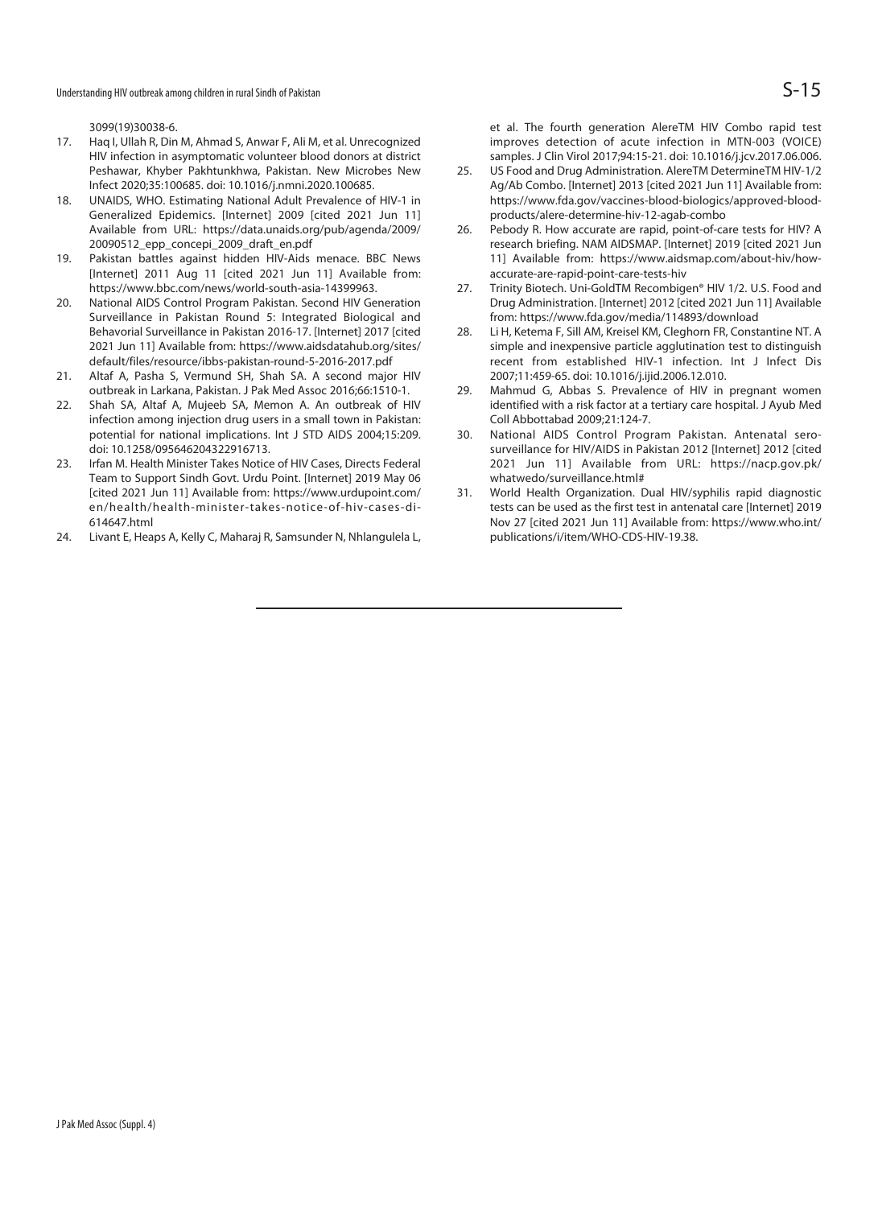3099(19)30038-6.

17. Haq I, Ullah R, Din M, Ahmad S, Anwar F, Ali M, et al. Unrecognized HIV infection in asymptomatic volunteer blood donors at district Peshawar, Khyber Pakhtunkhwa, Pakistan. New Microbes New Infect 2020;35:100685. doi: 10.1016/j.nmni.2020.100685.
18. UNAIDS, WHO. Estimating National Adult Prevalence of HIV-1 in Generalized Epidemics. [Internet] 2009 [cited 2021 Jun 11] Available from URL: https://data.unaids.org/pub/agenda/2009/20090512_epp_concepi_2009_draft_en.pdf
19. Pakistan battles against hidden HIV-Aids menace. BBC News [Internet] 2011 Aug 11 [cited 2021 Jun 11] Available from: https://www.bbc.com/news/world-south-asia-14399963.
20. National AIDS Control Program Pakistan. Second HIV Generation Surveillance in Pakistan Round 5: Integrated Biological and Behavorial Surveillance in Pakistan 2016-17. [Internet] 2017 [cited 2021 Jun 11] Available from: https://www.aidsdatahub.org/sites/default/files/resource/ibbs-pakistan-round-5-2016-2017.pdf
21. Altaf A, Pasha S, Vermund SH, Shah SA. A second major HIV outbreak in Larkana, Pakistan. J Pak Med Assoc 2016;66:1510-1.
22. Shah SA, Altaf A, Mujeeb SA, Memon A. An outbreak of HIV infection among injection drug users in a small town in Pakistan: potential for national implications. Int J STD AIDS 2004;15:209. doi: 10.1258/095646204322916713.
23. Irfan M. Health Minister Takes Notice of HIV Cases, Directs Federal Team to Support Sindh Govt. Urdu Point. [Internet] 2019 May 06 [cited 2021 Jun 11] Available from: https://www.urdupoint.com/en/health/health-minister-takes-notice-of-hiv-cases-di-614647.html
24. Livant E, Heaps A, Kelly C, Maharaj R, Samsunder N, Nhlangulela L, et al. The fourth generation AlereTM HIV Combo rapid test improves detection of acute infection in MTN-003 (VOICE) samples. J Clin Virol 2017;94:15-21. doi: 10.1016/j.jcv.2017.06.006.
25. US Food and Drug Administration. AlereTM DetermineTM HIV-1/2 Ag/Ab Combo. [Internet] 2013 [cited 2021 Jun 11] Available from: https://www.fda.gov/vaccines-blood-biologics/approved-blood-products/alere-determine-hiv-12-agab-combo
26. Pebody R. How accurate are rapid, point-of-care tests for HIV? A research briefing. NAM AIDSMAP. [Internet] 2019 [cited 2021 Jun 11] Available from: https://www.aidsmap.com/about-hiv/how-accurate-are-rapid-point-care-tests-hiv
27. Trinity Biotech. Uni-GoldTM Recombigen® HIV 1/2. U.S. Food and Drug Administration. [Internet] 2012 [cited 2021 Jun 11] Available from: https://www.fda.gov/media/114893/download
28. Li H, Ketema F, Sill AM, Kreisel KM, Cleghorn FR, Constantine NT. A simple and inexpensive particle agglutination test to distinguish recent from established HIV-1 infection. Int J Infect Dis 2007;11:459-65. doi: 10.1016/j.ijid.2006.12.010.
29. Mahmud G, Abbas S. Prevalence of HIV in pregnant women identified with a risk factor at a tertiary care hospital. J Ayub Med Coll Abbottabad 2009;21:124-7.
30. National AIDS Control Program Pakistan. Antenatal sero-surveillance for HIV/AIDS in Pakistan 2012 [Internet] 2012 [cited 2021 Jun 11] Available from URL: https://nacp.gov.pk/whatwedo/surveillance.html#
31. World Health Organization. Dual HIV/syphilis rapid diagnostic tests can be used as the first test in antenatal care [Internet] 2019 Nov 27 [cited 2021 Jun 11] Available from: https://www.who.int/publications/i/item/WHO-CDS-HIV-19.38.